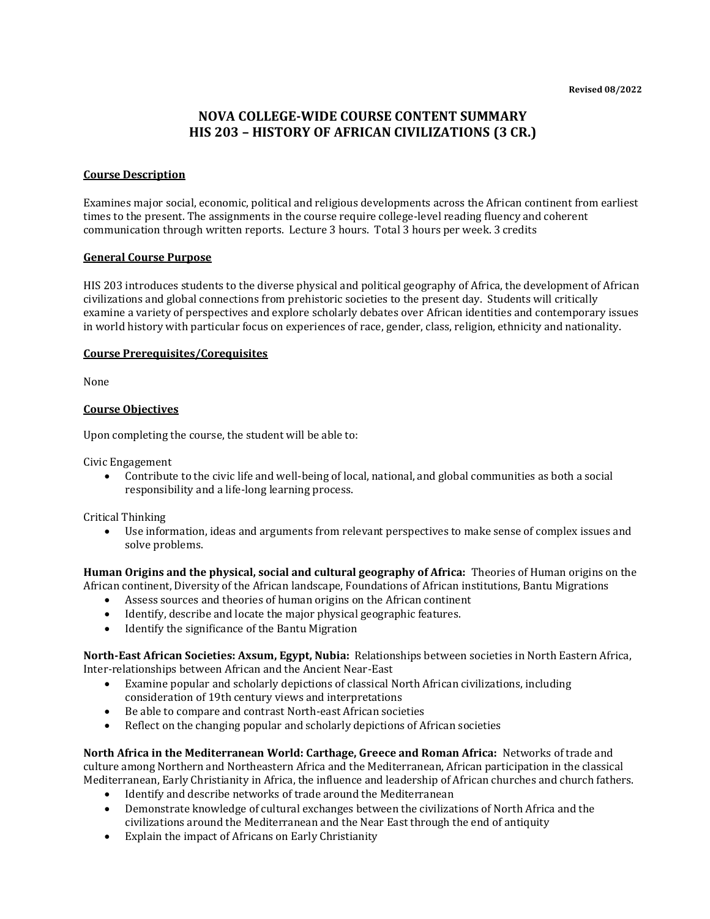**Revised 08/2022**

# NOVA COLLEGE-WIDE COURSE CONTENT SUMMARY
# HIS 203 – HISTORY OF AFRICAN CIVILIZATIONS (3 CR.)

## Course Description

Examines major social, economic, political and religious developments across the African continent from earliest times to the present. The assignments in the course require college-level reading fluency and coherent communication through written reports. Lecture 3 hours. Total 3 hours per week. 3 credits

## General Course Purpose

HIS 203 introduces students to the diverse physical and political geography of Africa, the development of African civilizations and global connections from prehistoric societies to the present day. Students will critically examine a variety of perspectives and explore scholarly debates over African identities and contemporary issues in world history with particular focus on experiences of race, gender, class, religion, ethnicity and nationality.

## Course Prerequisites/Corequisites

None

## Course Objectives

Upon completing the course, the student will be able to:

Civic Engagement
- Contribute to the civic life and well-being of local, national, and global communities as both a social responsibility and a life-long learning process.

Critical Thinking
- Use information, ideas and arguments from relevant perspectives to make sense of complex issues and solve problems.

**Human Origins and the physical, social and cultural geography of Africa:** Theories of Human origins on the African continent, Diversity of the African landscape, Foundations of African institutions, Bantu Migrations
- Assess sources and theories of human origins on the African continent
- Identify, describe and locate the major physical geographic features.
- Identify the significance of the Bantu Migration

**North-East African Societies: Axsum, Egypt, Nubia:** Relationships between societies in North Eastern Africa, Inter-relationships between African and the Ancient Near-East
- Examine popular and scholarly depictions of classical North African civilizations, including consideration of 19th century views and interpretations
- Be able to compare and contrast North-east African societies
- Reflect on the changing popular and scholarly depictions of African societies

**North Africa in the Mediterranean World: Carthage, Greece and Roman Africa:** Networks of trade and culture among Northern and Northeastern Africa and the Mediterranean, African participation in the classical Mediterranean, Early Christianity in Africa, the influence and leadership of African churches and church fathers.
- Identify and describe networks of trade around the Mediterranean
- Demonstrate knowledge of cultural exchanges between the civilizations of North Africa and the civilizations around the Mediterranean and the Near East through the end of antiquity
- Explain the impact of Africans on Early Christianity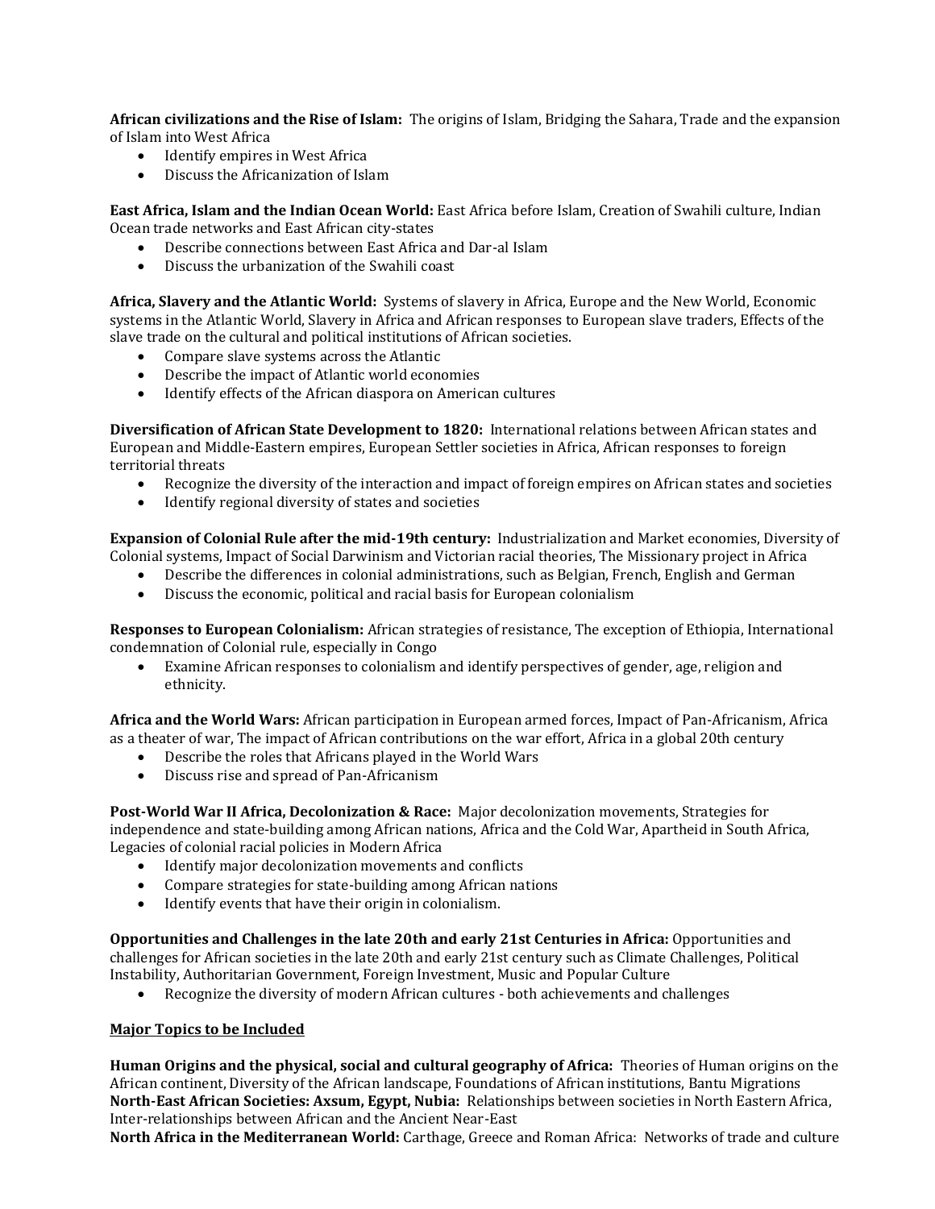**African civilizations and the Rise of Islam:** The origins of Islam, Bridging the Sahara, Trade and the expansion of Islam into West Africa

- Identify empires in West Africa
- Discuss the Africanization of Islam

**East Africa, Islam and the Indian Ocean World:** East Africa before Islam, Creation of Swahili culture, Indian Ocean trade networks and East African city-states

- Describe connections between East Africa and Dar-al Islam
- Discuss the urbanization of the Swahili coast

**Africa, Slavery and the Atlantic World:** Systems of slavery in Africa, Europe and the New World, Economic systems in the Atlantic World, Slavery in Africa and African responses to European slave traders, Effects of the slave trade on the cultural and political institutions of African societies.

- Compare slave systems across the Atlantic
- Describe the impact of Atlantic world economies
- Identify effects of the African diaspora on American cultures

**Diversification of African State Development to 1820:** International relations between African states and European and Middle-Eastern empires, European Settler societies in Africa, African responses to foreign territorial threats

- Recognize the diversity of the interaction and impact of foreign empires on African states and societies
- Identify regional diversity of states and societies

**Expansion of Colonial Rule after the mid-19th century:** Industrialization and Market economies, Diversity of Colonial systems, Impact of Social Darwinism and Victorian racial theories, The Missionary project in Africa

- Describe the differences in colonial administrations, such as Belgian, French, English and German
- Discuss the economic, political and racial basis for European colonialism

**Responses to European Colonialism:** African strategies of resistance, The exception of Ethiopia, International condemnation of Colonial rule, especially in Congo

- Examine African responses to colonialism and identify perspectives of gender, age, religion and ethnicity.

**Africa and the World Wars:** African participation in European armed forces, Impact of Pan-Africanism, Africa as a theater of war, The impact of African contributions on the war effort, Africa in a global 20th century

- Describe the roles that Africans played in the World Wars
- Discuss rise and spread of Pan-Africanism

**Post-World War II Africa, Decolonization & Race:** Major decolonization movements, Strategies for independence and state-building among African nations, Africa and the Cold War, Apartheid in South Africa, Legacies of colonial racial policies in Modern Africa

- Identify major decolonization movements and conflicts
- Compare strategies for state-building among African nations
- Identify events that have their origin in colonialism.

**Opportunities and Challenges in the late 20th and early 21st Centuries in Africa:** Opportunities and challenges for African societies in the late 20th and early 21st century such as Climate Challenges, Political Instability, Authoritarian Government, Foreign Investment, Music and Popular Culture

- Recognize the diversity of modern African cultures - both achievements and challenges

<u>**Major Topics to be Included**</u>

**Human Origins and the physical, social and cultural geography of Africa:** Theories of Human origins on the African continent, Diversity of the African landscape, Foundations of African institutions, Bantu Migrations
**North-East African Societies: Axsum, Egypt, Nubia:** Relationships between societies in North Eastern Africa, Inter-relationships between African and the Ancient Near-East
**North Africa in the Mediterranean World:** Carthage, Greece and Roman Africa: Networks of trade and culture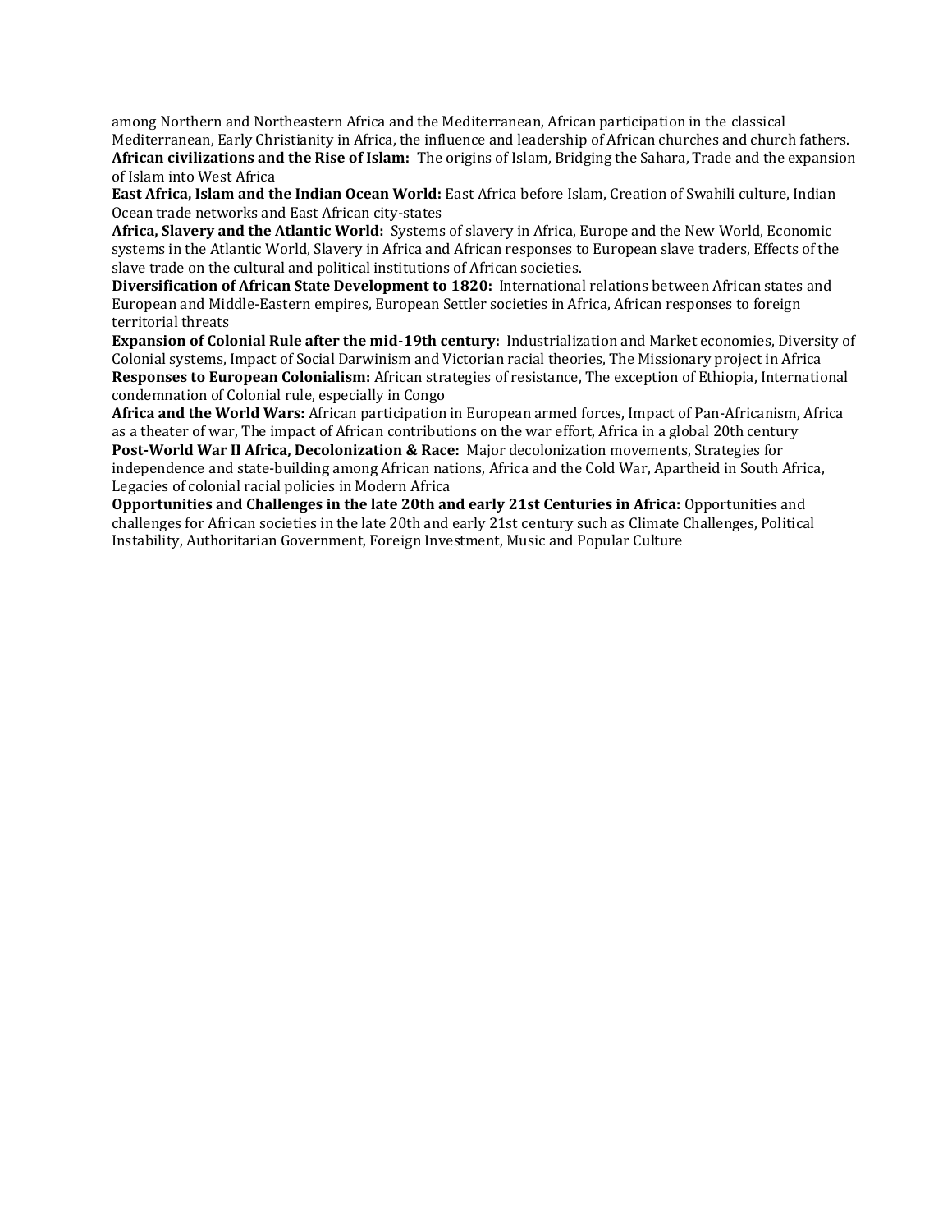among Northern and Northeastern Africa and the Mediterranean, African participation in the classical Mediterranean, Early Christianity in Africa, the influence and leadership of African churches and church fathers.

**African civilizations and the Rise of Islam:** The origins of Islam, Bridging the Sahara, Trade and the expansion of Islam into West Africa

**East Africa, Islam and the Indian Ocean World:** East Africa before Islam, Creation of Swahili culture, Indian Ocean trade networks and East African city-states

**Africa, Slavery and the Atlantic World:** Systems of slavery in Africa, Europe and the New World, Economic systems in the Atlantic World, Slavery in Africa and African responses to European slave traders, Effects of the slave trade on the cultural and political institutions of African societies.

**Diversification of African State Development to 1820:** International relations between African states and European and Middle-Eastern empires, European Settler societies in Africa, African responses to foreign territorial threats

**Expansion of Colonial Rule after the mid-19th century:** Industrialization and Market economies, Diversity of Colonial systems, Impact of Social Darwinism and Victorian racial theories, The Missionary project in Africa

**Responses to European Colonialism:** African strategies of resistance, The exception of Ethiopia, International condemnation of Colonial rule, especially in Congo

**Africa and the World Wars:** African participation in European armed forces, Impact of Pan-Africanism, Africa as a theater of war, The impact of African contributions on the war effort, Africa in a global 20th century

**Post-World War II Africa, Decolonization & Race:** Major decolonization movements, Strategies for independence and state-building among African nations, Africa and the Cold War, Apartheid in South Africa, Legacies of colonial racial policies in Modern Africa

**Opportunities and Challenges in the late 20th and early 21st Centuries in Africa:** Opportunities and challenges for African societies in the late 20th and early 21st century such as Climate Challenges, Political Instability, Authoritarian Government, Foreign Investment, Music and Popular Culture